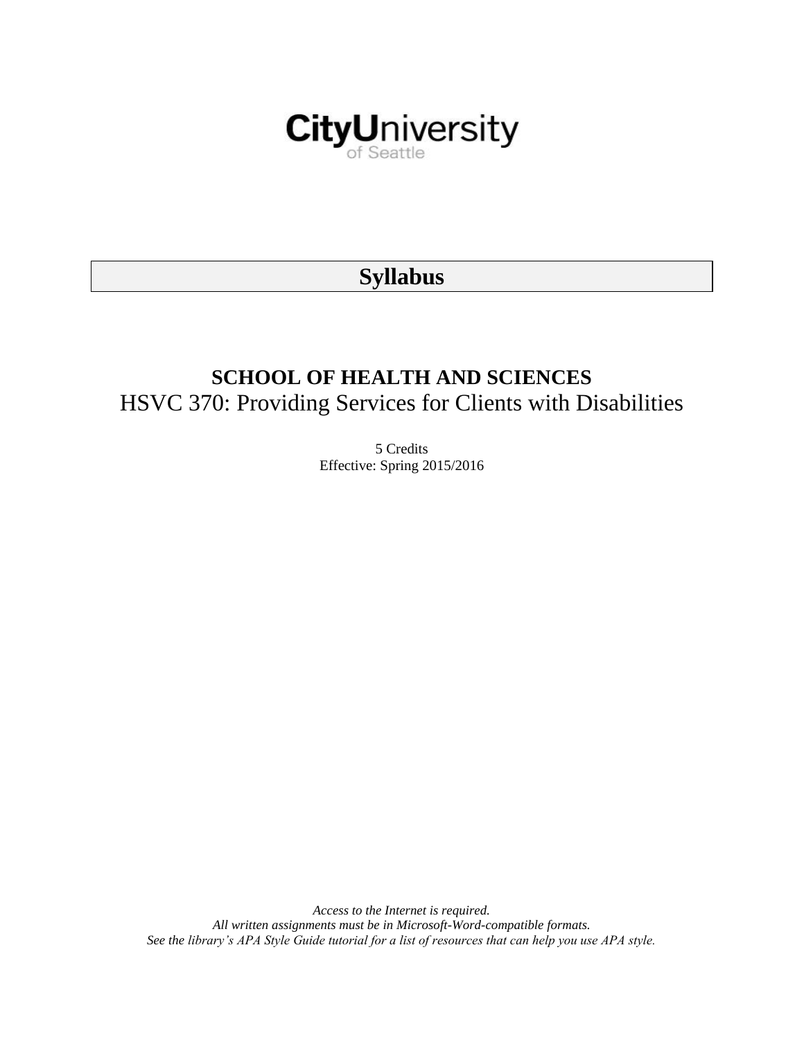CityUniversity of Seattle

# Syllabus

## SCHOOL OF HEALTH AND SCIENCES

## HSVC 370: Providing Services for Clients with Disabilities

5 Credits
Effective: Spring 2015/2016

*Access to the Internet is required.*
*All written assignments must be in Microsoft-Word-compatible formats.*
*See the library's APA Style Guide tutorial for a list of resources that can help you use APA style.*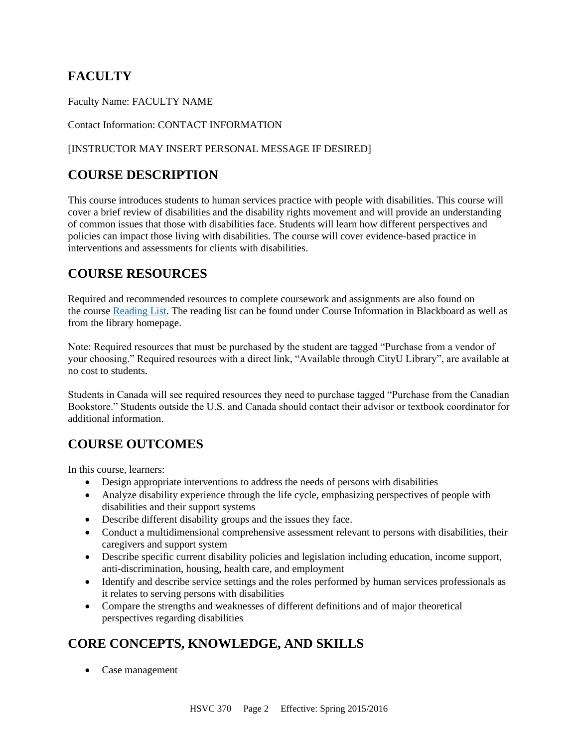## FACULTY

Faculty Name: FACULTY NAME

Contact Information: CONTACT INFORMATION

[INSTRUCTOR MAY INSERT PERSONAL MESSAGE IF DESIRED]

## COURSE DESCRIPTION

This course introduces students to human services practice with people with disabilities. This course will cover a brief review of disabilities and the disability rights movement and will provide an understanding of common issues that those with disabilities face. Students will learn how different perspectives and policies can impact those living with disabilities. The course will cover evidence-based practice in interventions and assessments for clients with disabilities.

## COURSE RESOURCES

Required and recommended resources to complete coursework and assignments are also found on the course Reading List. The reading list can be found under Course Information in Blackboard as well as from the library homepage.

Note: Required resources that must be purchased by the student are tagged "Purchase from a vendor of your choosing." Required resources with a direct link, "Available through CityU Library", are available at no cost to students.

Students in Canada will see required resources they need to purchase tagged "Purchase from the Canadian Bookstore." Students outside the U.S. and Canada should contact their advisor or textbook coordinator for additional information.

## COURSE OUTCOMES

In this course, learners:

- Design appropriate interventions to address the needs of persons with disabilities
- Analyze disability experience through the life cycle, emphasizing perspectives of people with disabilities and their support systems
- Describe different disability groups and the issues they face.
- Conduct a multidimensional comprehensive assessment relevant to persons with disabilities, their caregivers and support system
- Describe specific current disability policies and legislation including education, income support, anti-discrimination, housing, health care, and employment
- Identify and describe service settings and the roles performed by human services professionals as it relates to serving persons with disabilities
- Compare the strengths and weaknesses of different definitions and of major theoretical perspectives regarding disabilities

## CORE CONCEPTS, KNOWLEDGE, AND SKILLS

- Case management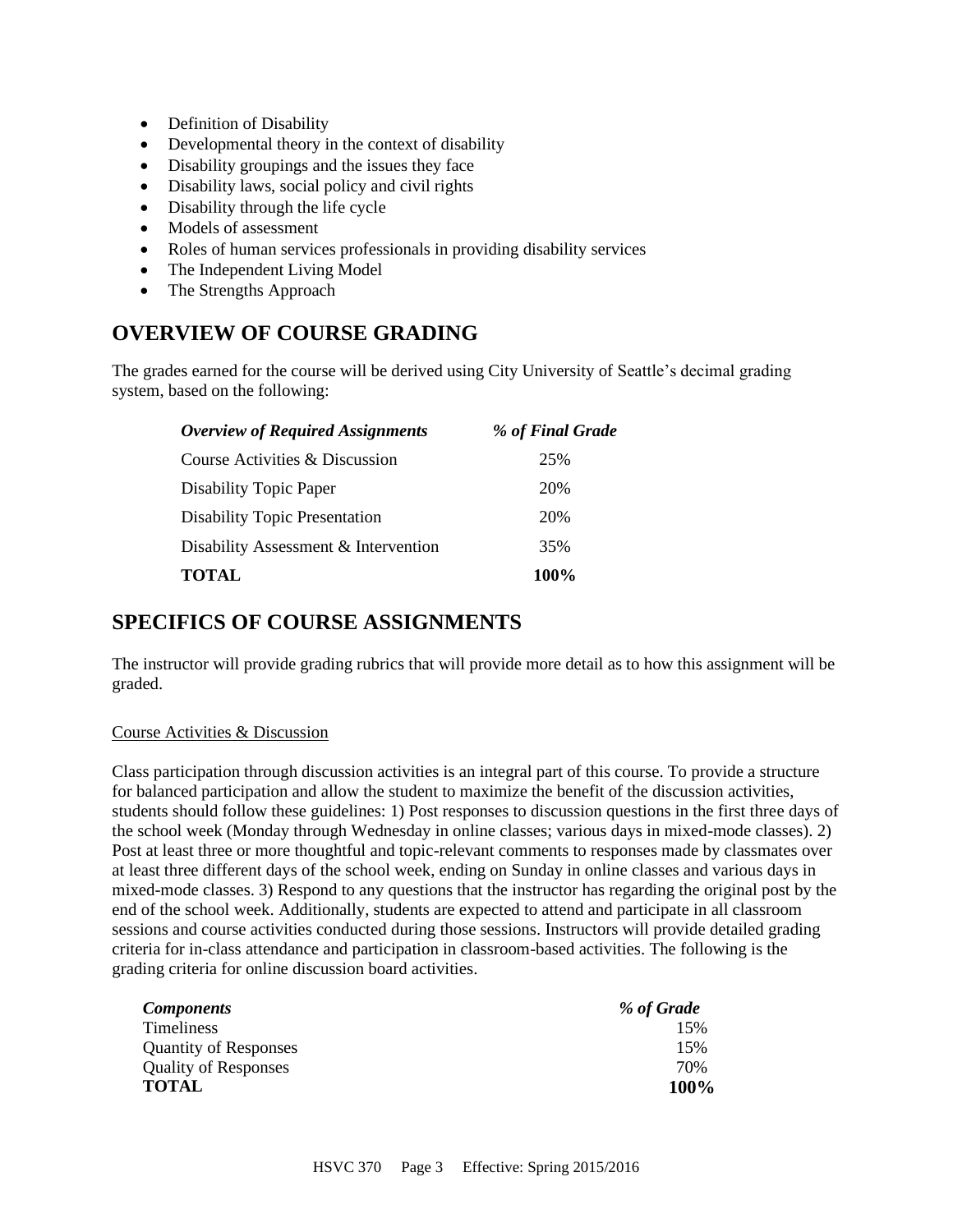- Definition of Disability
- Developmental theory in the context of disability
- Disability groupings and the issues they face
- Disability laws, social policy and civil rights
- Disability through the life cycle
- Models of assessment
- Roles of human services professionals in providing disability services
- The Independent Living Model
- The Strengths Approach

## OVERVIEW OF COURSE GRADING

The grades earned for the course will be derived using City University of Seattle's decimal grading system, based on the following:

| *Overview of Required Assignments* | *% of Final Grade* |
|---|---|
| Course Activities & Discussion | 25% |
| Disability Topic Paper | 20% |
| Disability Topic Presentation | 20% |
| Disability Assessment & Intervention | 35% |
| **TOTAL** | **100%** |

## SPECIFICS OF COURSE ASSIGNMENTS

The instructor will provide grading rubrics that will provide more detail as to how this assignment will be graded.

Course Activities & Discussion

Class participation through discussion activities is an integral part of this course. To provide a structure for balanced participation and allow the student to maximize the benefit of the discussion activities, students should follow these guidelines: 1) Post responses to discussion questions in the first three days of the school week (Monday through Wednesday in online classes; various days in mixed-mode classes). 2) Post at least three or more thoughtful and topic-relevant comments to responses made by classmates over at least three different days of the school week, ending on Sunday in online classes and various days in mixed-mode classes. 3) Respond to any questions that the instructor has regarding the original post by the end of the school week. Additionally, students are expected to attend and participate in all classroom sessions and course activities conducted during those sessions. Instructors will provide detailed grading criteria for in-class attendance and participation in classroom-based activities. The following is the grading criteria for online discussion board activities.

| *Components* | *% of Grade* |
|---|---|
| Timeliness | 15% |
| Quantity of Responses | 15% |
| Quality of Responses | 70% |
| **TOTAL** | **100%** |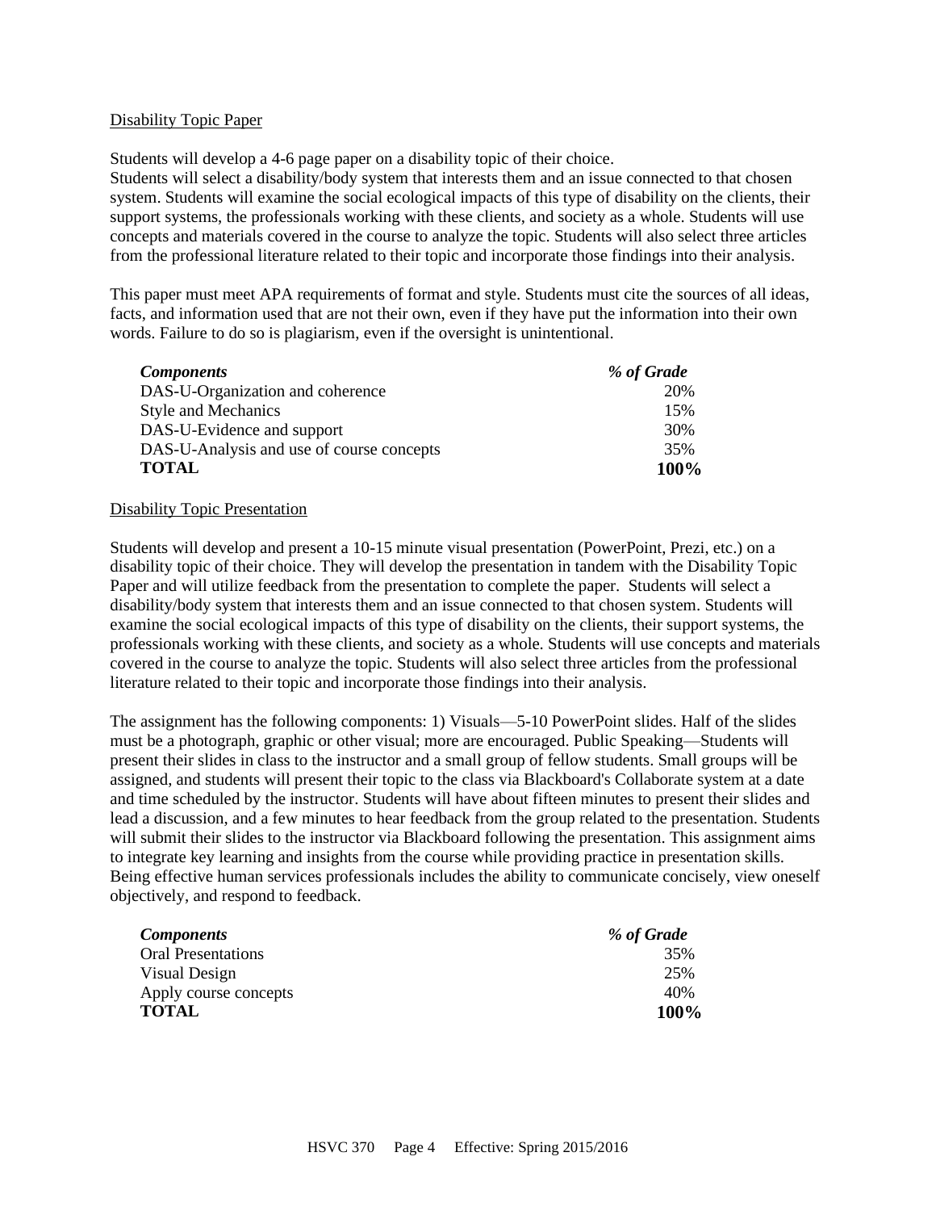Disability Topic Paper

Students will develop a 4-6 page paper on a disability topic of their choice.
Students will select a disability/body system that interests them and an issue connected to that chosen system. Students will examine the social ecological impacts of this type of disability on the clients, their support systems, the professionals working with these clients, and society as a whole. Students will use concepts and materials covered in the course to analyze the topic. Students will also select three articles from the professional literature related to their topic and incorporate those findings into their analysis.

This paper must meet APA requirements of format and style. Students must cite the sources of all ideas, facts, and information used that are not their own, even if they have put the information into their own words. Failure to do so is plagiarism, even if the oversight is unintentional.

| *Components* | *% of Grade* |
| --- | --- |
| DAS-U-Organization and coherence | 20% |
| Style and Mechanics | 15% |
| DAS-U-Evidence and support | 30% |
| DAS-U-Analysis and use of course concepts | 35% |
| **TOTAL** | **100%** |

Disability Topic Presentation

Students will develop and present a 10-15 minute visual presentation (PowerPoint, Prezi, etc.) on a disability topic of their choice. They will develop the presentation in tandem with the Disability Topic Paper and will utilize feedback from the presentation to complete the paper. Students will select a disability/body system that interests them and an issue connected to that chosen system. Students will examine the social ecological impacts of this type of disability on the clients, their support systems, the professionals working with these clients, and society as a whole. Students will use concepts and materials covered in the course to analyze the topic. Students will also select three articles from the professional literature related to their topic and incorporate those findings into their analysis.

The assignment has the following components: 1) Visuals—5-10 PowerPoint slides. Half of the slides must be a photograph, graphic or other visual; more are encouraged. Public Speaking—Students will present their slides in class to the instructor and a small group of fellow students. Small groups will be assigned, and students will present their topic to the class via Blackboard's Collaborate system at a date and time scheduled by the instructor. Students will have about fifteen minutes to present their slides and lead a discussion, and a few minutes to hear feedback from the group related to the presentation. Students will submit their slides to the instructor via Blackboard following the presentation. This assignment aims to integrate key learning and insights from the course while providing practice in presentation skills. Being effective human services professionals includes the ability to communicate concisely, view oneself objectively, and respond to feedback.

| *Components* | *% of Grade* |
| --- | --- |
| Oral Presentations | 35% |
| Visual Design | 25% |
| Apply course concepts | 40% |
| **TOTAL** | **100%** |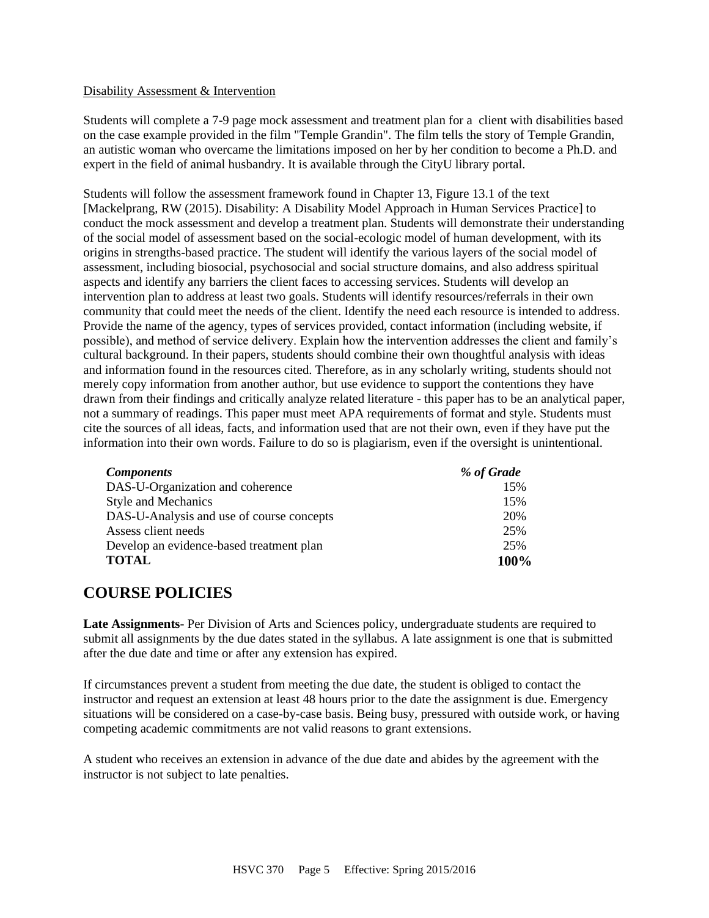Disability Assessment & Intervention

Students will complete a 7-9 page mock assessment and treatment plan for a client with disabilities based on the case example provided in the film "Temple Grandin". The film tells the story of Temple Grandin, an autistic woman who overcame the limitations imposed on her by her condition to become a Ph.D. and expert in the field of animal husbandry. It is available through the CityU library portal.

Students will follow the assessment framework found in Chapter 13, Figure 13.1 of the text [Mackelprang, RW (2015). Disability: A Disability Model Approach in Human Services Practice] to conduct the mock assessment and develop a treatment plan. Students will demonstrate their understanding of the social model of assessment based on the social-ecologic model of human development, with its origins in strengths-based practice. The student will identify the various layers of the social model of assessment, including biosocial, psychosocial and social structure domains, and also address spiritual aspects and identify any barriers the client faces to accessing services. Students will develop an intervention plan to address at least two goals. Students will identify resources/referrals in their own community that could meet the needs of the client. Identify the need each resource is intended to address. Provide the name of the agency, types of services provided, contact information (including website, if possible), and method of service delivery. Explain how the intervention addresses the client and family's cultural background. In their papers, students should combine their own thoughtful analysis with ideas and information found in the resources cited. Therefore, as in any scholarly writing, students should not merely copy information from another author, but use evidence to support the contentions they have drawn from their findings and critically analyze related literature - this paper has to be an analytical paper, not a summary of readings. This paper must meet APA requirements of format and style. Students must cite the sources of all ideas, facts, and information used that are not their own, even if they have put the information into their own words. Failure to do so is plagiarism, even if the oversight is unintentional.

| ***Components*** | ***% of Grade*** |
|---|---|
| DAS-U-Organization and coherence | 15% |
| Style and Mechanics | 15% |
| DAS-U-Analysis and use of course concepts | 20% |
| Assess client needs | 25% |
| Develop an evidence-based treatment plan | 25% |
| **TOTAL** | **100%** |

## COURSE POLICIES

**Late Assignments**- Per Division of Arts and Sciences policy, undergraduate students are required to submit all assignments by the due dates stated in the syllabus. A late assignment is one that is submitted after the due date and time or after any extension has expired.

If circumstances prevent a student from meeting the due date, the student is obliged to contact the instructor and request an extension at least 48 hours prior to the date the assignment is due. Emergency situations will be considered on a case-by-case basis. Being busy, pressured with outside work, or having competing academic commitments are not valid reasons to grant extensions.

A student who receives an extension in advance of the due date and abides by the agreement with the instructor is not subject to late penalties.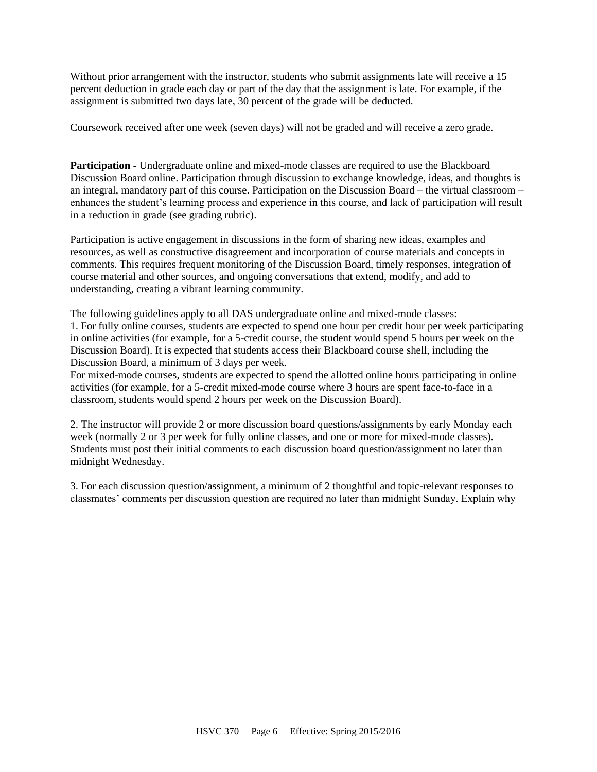Without prior arrangement with the instructor, students who submit assignments late will receive a 15 percent deduction in grade each day or part of the day that the assignment is late. For example, if the assignment is submitted two days late, 30 percent of the grade will be deducted.

Coursework received after one week (seven days) will not be graded and will receive a zero grade.

**Participation -** Undergraduate online and mixed-mode classes are required to use the Blackboard Discussion Board online. Participation through discussion to exchange knowledge, ideas, and thoughts is an integral, mandatory part of this course. Participation on the Discussion Board – the virtual classroom – enhances the student's learning process and experience in this course, and lack of participation will result in a reduction in grade (see grading rubric).

Participation is active engagement in discussions in the form of sharing new ideas, examples and resources, as well as constructive disagreement and incorporation of course materials and concepts in comments. This requires frequent monitoring of the Discussion Board, timely responses, integration of course material and other sources, and ongoing conversations that extend, modify, and add to understanding, creating a vibrant learning community.

The following guidelines apply to all DAS undergraduate online and mixed-mode classes:

1. For fully online courses, students are expected to spend one hour per credit hour per week participating in online activities (for example, for a 5-credit course, the student would spend 5 hours per week on the Discussion Board). It is expected that students access their Blackboard course shell, including the Discussion Board, a minimum of 3 days per week.
   For mixed-mode courses, students are expected to spend the allotted online hours participating in online activities (for example, for a 5-credit mixed-mode course where 3 hours are spent face-to-face in a classroom, students would spend 2 hours per week on the Discussion Board).

2. The instructor will provide 2 or more discussion board questions/assignments by early Monday each week (normally 2 or 3 per week for fully online classes, and one or more for mixed-mode classes). Students must post their initial comments to each discussion board question/assignment no later than midnight Wednesday.

3. For each discussion question/assignment, a minimum of 2 thoughtful and topic-relevant responses to classmates' comments per discussion question are required no later than midnight Sunday. Explain why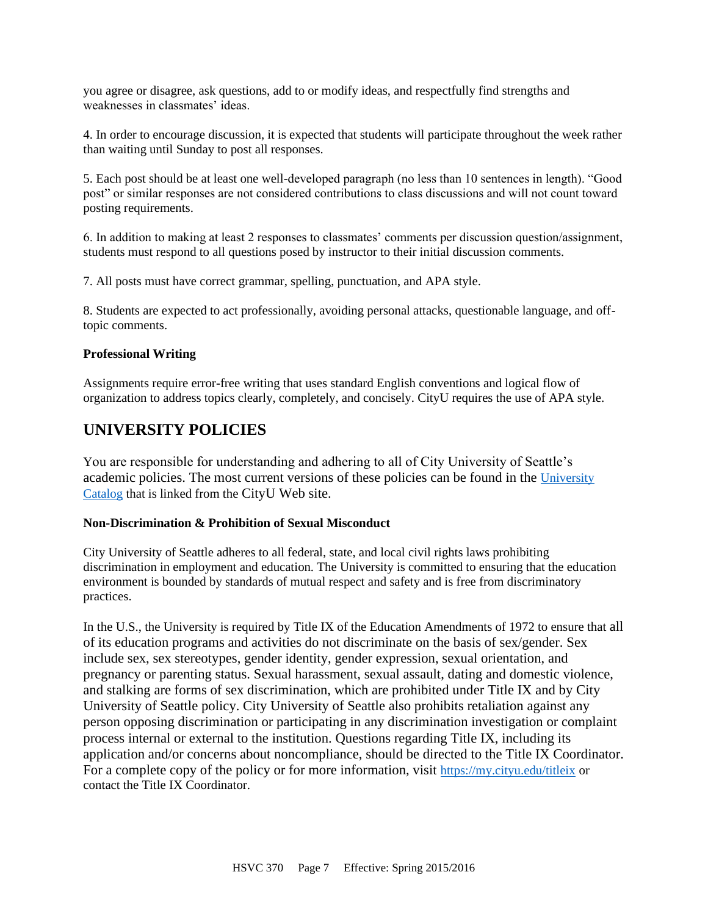you agree or disagree, ask questions, add to or modify ideas, and respectfully find strengths and weaknesses in classmates' ideas.

4. In order to encourage discussion, it is expected that students will participate throughout the week rather than waiting until Sunday to post all responses.

5. Each post should be at least one well-developed paragraph (no less than 10 sentences in length). "Good post" or similar responses are not considered contributions to class discussions and will not count toward posting requirements.

6. In addition to making at least 2 responses to classmates' comments per discussion question/assignment, students must respond to all questions posed by instructor to their initial discussion comments.

7. All posts must have correct grammar, spelling, punctuation, and APA style.

8. Students are expected to act professionally, avoiding personal attacks, questionable language, and off-topic comments.

**Professional Writing**

Assignments require error-free writing that uses standard English conventions and logical flow of organization to address topics clearly, completely, and concisely. CityU requires the use of APA style.

## UNIVERSITY POLICIES

You are responsible for understanding and adhering to all of City University of Seattle's academic policies. The most current versions of these policies can be found in the University Catalog that is linked from the CityU Web site.

**Non-Discrimination & Prohibition of Sexual Misconduct**

City University of Seattle adheres to all federal, state, and local civil rights laws prohibiting discrimination in employment and education. The University is committed to ensuring that the education environment is bounded by standards of mutual respect and safety and is free from discriminatory practices.

In the U.S., the University is required by Title IX of the Education Amendments of 1972 to ensure that all of its education programs and activities do not discriminate on the basis of sex/gender. Sex include sex, sex stereotypes, gender identity, gender expression, sexual orientation, and pregnancy or parenting status. Sexual harassment, sexual assault, dating and domestic violence, and stalking are forms of sex discrimination, which are prohibited under Title IX and by City University of Seattle policy. City University of Seattle also prohibits retaliation against any person opposing discrimination or participating in any discrimination investigation or complaint process internal or external to the institution. Questions regarding Title IX, including its application and/or concerns about noncompliance, should be directed to the Title IX Coordinator. For a complete copy of the policy or for more information, visit https://my.cityu.edu/titleix or contact the Title IX Coordinator.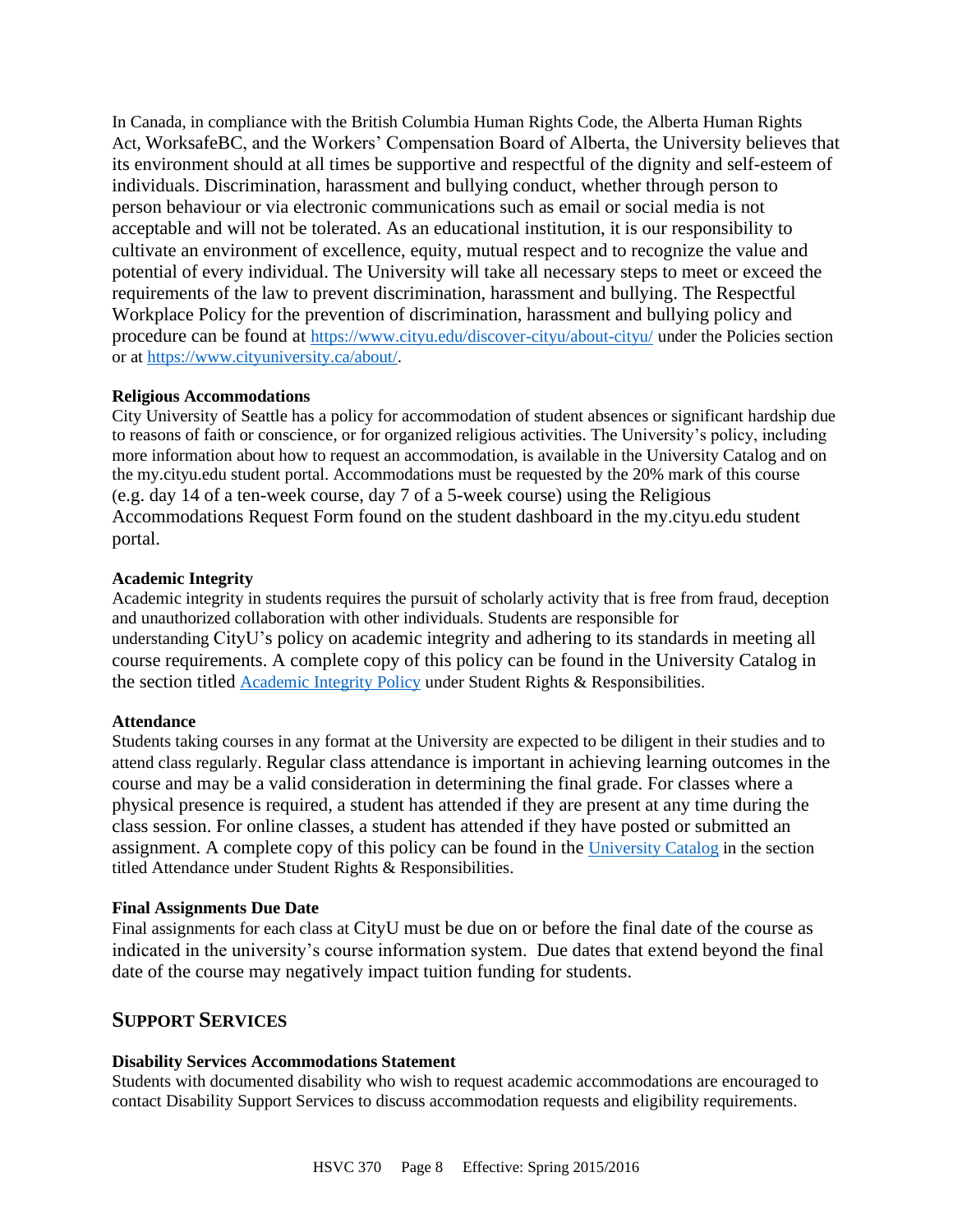In Canada, in compliance with the British Columbia Human Rights Code, the Alberta Human Rights Act, WorksafeBC, and the Workers' Compensation Board of Alberta, the University believes that its environment should at all times be supportive and respectful of the dignity and self-esteem of individuals. Discrimination, harassment and bullying conduct, whether through person to person behaviour or via electronic communications such as email or social media is not acceptable and will not be tolerated. As an educational institution, it is our responsibility to cultivate an environment of excellence, equity, mutual respect and to recognize the value and potential of every individual. The University will take all necessary steps to meet or exceed the requirements of the law to prevent discrimination, harassment and bullying. The Respectful Workplace Policy for the prevention of discrimination, harassment and bullying policy and procedure can be found at https://www.cityu.edu/discover-cityu/about-cityu/ under the Policies section or at https://www.cityuniversity.ca/about/.

**Religious Accommodations**
City University of Seattle has a policy for accommodation of student absences or significant hardship due to reasons of faith or conscience, or for organized religious activities. The University's policy, including more information about how to request an accommodation, is available in the University Catalog and on the my.cityu.edu student portal. Accommodations must be requested by the 20% mark of this course (e.g. day 14 of a ten-week course, day 7 of a 5-week course) using the Religious Accommodations Request Form found on the student dashboard in the my.cityu.edu student portal.

**Academic Integrity**
Academic integrity in students requires the pursuit of scholarly activity that is free from fraud, deception and unauthorized collaboration with other individuals. Students are responsible for understanding CityU's policy on academic integrity and adhering to its standards in meeting all course requirements. A complete copy of this policy can be found in the University Catalog in the section titled Academic Integrity Policy under Student Rights & Responsibilities.

**Attendance**
Students taking courses in any format at the University are expected to be diligent in their studies and to attend class regularly. Regular class attendance is important in achieving learning outcomes in the course and may be a valid consideration in determining the final grade. For classes where a physical presence is required, a student has attended if they are present at any time during the class session. For online classes, a student has attended if they have posted or submitted an assignment. A complete copy of this policy can be found in the University Catalog in the section titled Attendance under Student Rights & Responsibilities.

**Final Assignments Due Date**
Final assignments for each class at CityU must be due on or before the final date of the course as indicated in the university's course information system. Due dates that extend beyond the final date of the course may negatively impact tuition funding for students.

## SUPPORT SERVICES

**Disability Services Accommodations Statement**
Students with documented disability who wish to request academic accommodations are encouraged to contact Disability Support Services to discuss accommodation requests and eligibility requirements.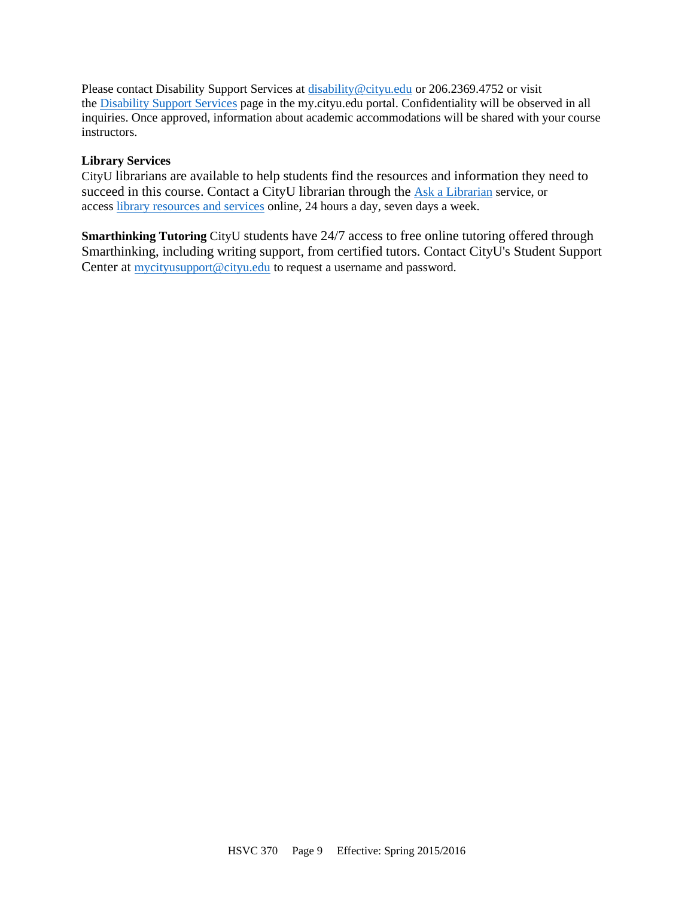Please contact Disability Support Services at disability@cityu.edu or 206.2369.4752 or visit the Disability Support Services page in the my.cityu.edu portal. Confidentiality will be observed in all inquiries. Once approved, information about academic accommodations will be shared with your course instructors.

**Library Services**

CityU librarians are available to help students find the resources and information they need to succeed in this course. Contact a CityU librarian through the Ask a Librarian service, or access library resources and services online, 24 hours a day, seven days a week.

**Smarthinking Tutoring** CityU students have 24/7 access to free online tutoring offered through Smarthinking, including writing support, from certified tutors. Contact CityU's Student Support Center at mycityusupport@cityu.edu to request a username and password.